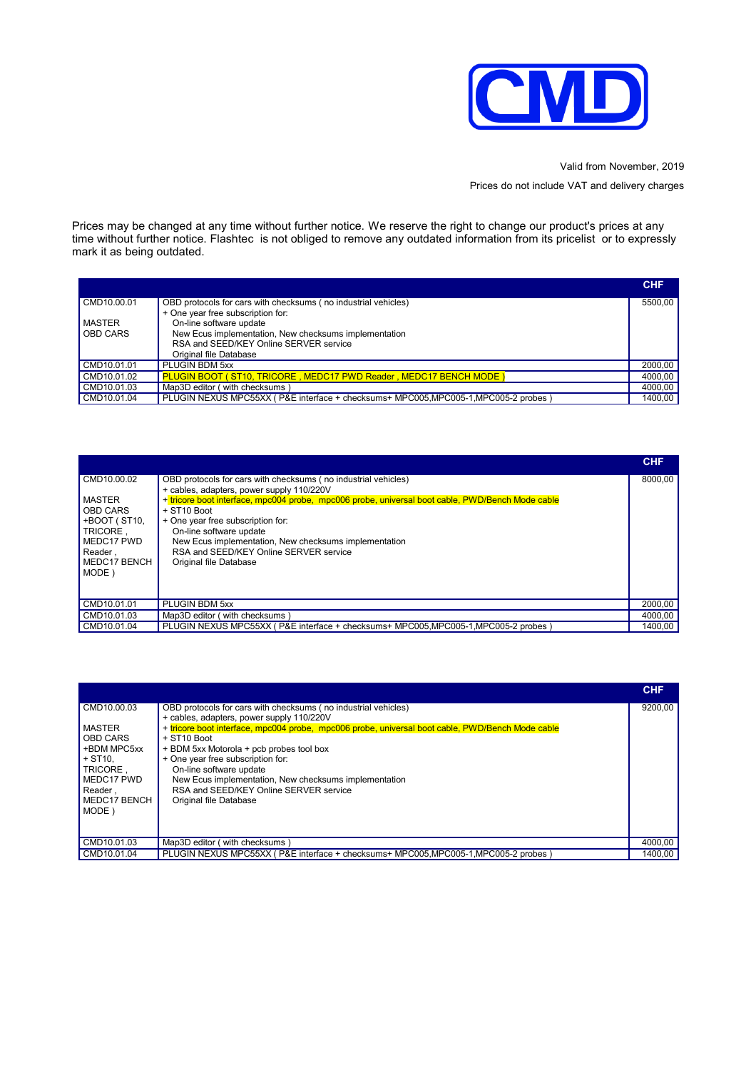CMD

Valid from November, 2019

Prices do not include VAT and delivery charges

Prices may be changed at any time without further notice. We reserve the right to change our product's prices at any time without further notice. Flashtec is not obliged to remove any outdated information from its pricelist or to expressly mark it as being outdated.

| | | CHF |
|---|---|---|
| CMD10.00.01<br><br>MASTER<br>OBD CARS | OBD protocols for cars with checksums ( no industrial vehicles)<br>+ One year free subscription for:<br>On-line software update<br>New Ecus implementation, New checksums implementation<br>RSA and SEED/KEY Online SERVER service<br>Original file Database | 5500,00 |
| CMD10.01.01 | PLUGIN BDM 5xx | 2000,00 |
| CMD10.01.02 | PLUGIN BOOT ( ST10, TRICORE , MEDC17 PWD Reader , MEDC17 BENCH MODE ) | 4000,00 |
| CMD10.01.03 | Map3D editor ( with checksums ) | 4000,00 |
| CMD10.01.04 | PLUGIN NEXUS MPC55XX ( P&E interface + checksums+ MPC005,MPC005-1,MPC005-2 probes ) | 1400,00 |

| | | CHF |
|---|---|---|
| CMD10.00.02<br><br>MASTER<br>OBD CARS<br>+BOOT ( ST10,<br>TRICORE ,<br>MEDC17 PWD<br>Reader ,<br>MEDC17 BENCH<br>MODE ) | OBD protocols for cars with checksums ( no industrial vehicles)<br>+ cables, adapters, power supply 110/220V<br>+ tricore boot interface, mpc004 probe, mpc006 probe, universal boot cable, PWD/Bench Mode cable<br>+ ST10 Boot<br>+ One year free subscription for:<br>On-line software update<br>New Ecus implementation, New checksums implementation<br>RSA and SEED/KEY Online SERVER service<br>Original file Database | 8000,00 |
| CMD10.01.01 | PLUGIN BDM 5xx | 2000,00 |
| CMD10.01.03 | Map3D editor ( with checksums ) | 4000,00 |
| CMD10.01.04 | PLUGIN NEXUS MPC55XX ( P&E interface + checksums+ MPC005,MPC005-1,MPC005-2 probes ) | 1400,00 |

| | | CHF |
|---|---|---|
| CMD10.00.03<br><br>MASTER<br>OBD CARS<br>+BDM MPC5xx<br>+ ST10,<br>TRICORE ,<br>MEDC17 PWD<br>Reader ,<br>MEDC17 BENCH<br>MODE ) | OBD protocols for cars with checksums ( no industrial vehicles)<br>+ cables, adapters, power supply 110/220V<br>+ tricore boot interface, mpc004 probe, mpc006 probe, universal boot cable, PWD/Bench Mode cable<br>+ ST10 Boot<br>+ BDM 5xx Motorola + pcb probes tool box<br>+ One year free subscription for:<br>On-line software update<br>New Ecus implementation, New checksums implementation<br>RSA and SEED/KEY Online SERVER service<br>Original file Database | 9200,00 |
| CMD10.01.03 | Map3D editor ( with checksums ) | 4000,00 |
| CMD10.01.04 | PLUGIN NEXUS MPC55XX ( P&E interface + checksums+ MPC005,MPC005-1,MPC005-2 probes ) | 1400,00 |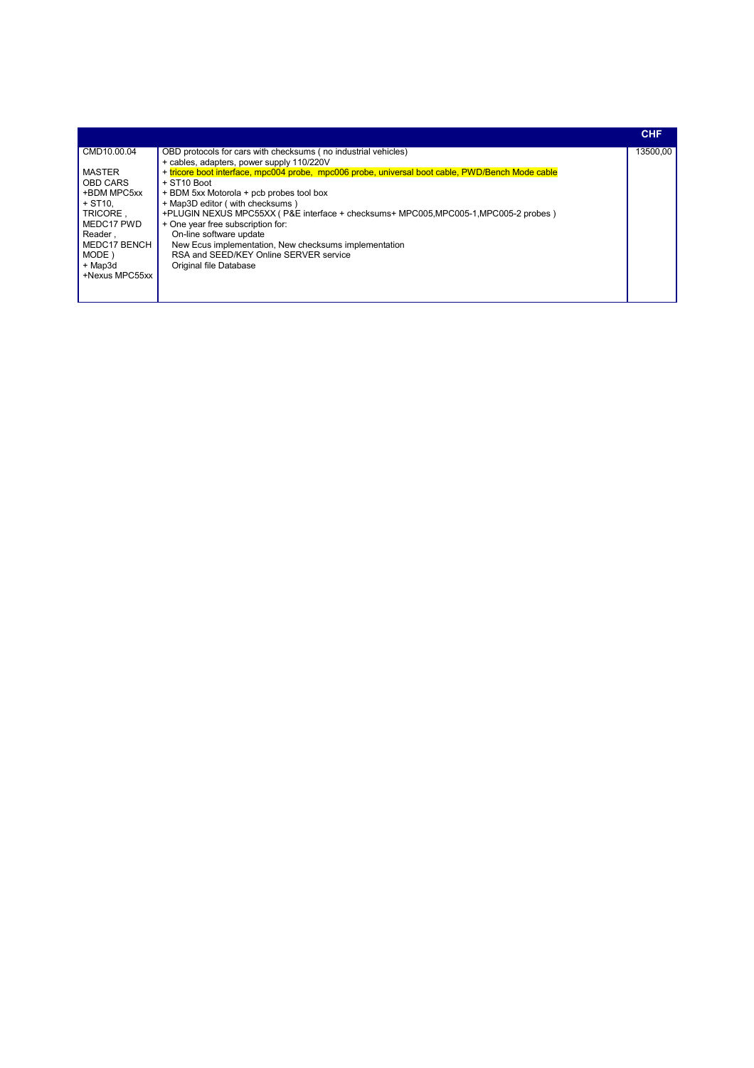|  |  | CHF |
|---|---|---|
| CMD10.00.04<br><br>MASTER<br>OBD CARS<br>+BDM MPC5xx<br>+ ST10,<br>TRICORE ,<br>MEDC17 PWD<br>Reader ,<br>MEDC17 BENCH<br>MODE )<br>+ Map3d<br>+Nexus MPC55xx | OBD protocols for cars with checksums ( no industrial vehicles)<br>+ cables, adapters, power supply 110/220V<br>+ tricore boot interface, mpc004 probe,  mpc006 probe, universal boot cable, PWD/Bench Mode cable<br>+ ST10 Boot<br>+ BDM 5xx Motorola + pcb probes tool box<br>+ Map3D editor ( with checksums )<br>+PLUGIN NEXUS MPC55XX ( P&E interface + checksums+ MPC005,MPC005-1,MPC005-2 probes )<br>+ One year free subscription for:<br>On-line software update<br>New Ecus implementation, New checksums implementation<br>RSA and SEED/KEY Online SERVER service<br>Original file Database | 13500,00 |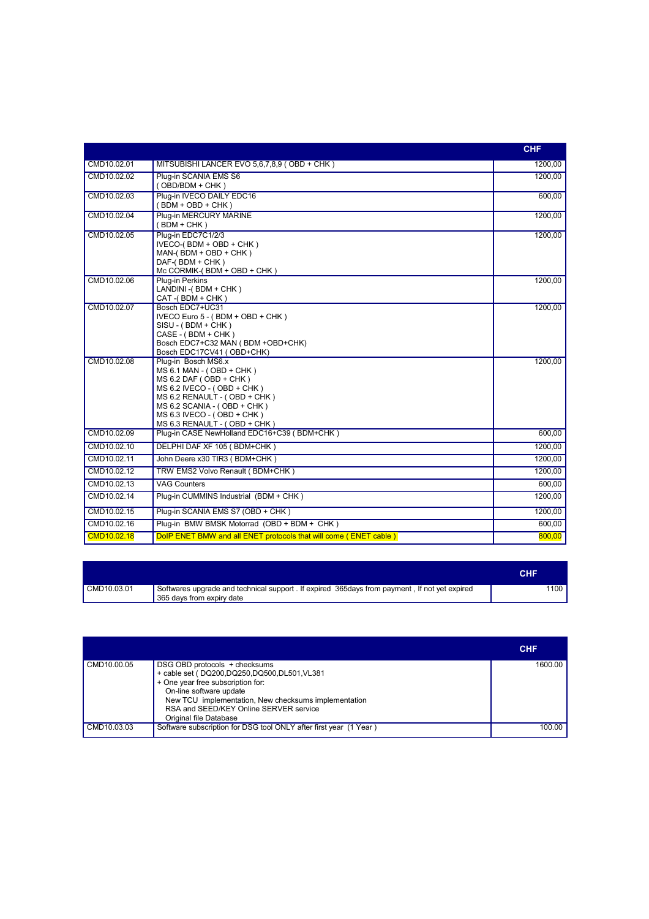| | | CHF |
|---|---|---|
| CMD10.02.01 | MITSUBISHI LANCER EVO 5,6,7,8,9 ( OBD + CHK ) | 1200,00 |
| CMD10.02.02 | Plug-in SCANIA EMS S6<br>( OBD/BDM + CHK ) | 1200,00 |
| CMD10.02.03 | Plug-in IVECO DAILY EDC16<br>( BDM + OBD + CHK ) | 600,00 |
| CMD10.02.04 | Plug-in MERCURY MARINE<br>( BDM + CHK ) | 1200,00 |
| CMD10.02.05 | Plug-in EDC7C1/2/3<br>IVECO-( BDM + OBD + CHK )<br>MAN-( BDM + OBD + CHK )<br>DAF-( BDM + CHK )<br>Mc CORMIK-( BDM + OBD + CHK ) | 1200,00 |
| CMD10.02.06 | Plug-in Perkins<br>LANDINI -( BDM + CHK )<br>CAT -( BDM + CHK ) | 1200,00 |
| CMD10.02.07 | Bosch EDC7+UC31<br>IVECO Euro 5 - ( BDM + OBD + CHK )<br>SISU - ( BDM + CHK )<br>CASE - ( BDM + CHK )<br>Bosch EDC7+C32 MAN ( BDM +OBD+CHK)<br>Bosch EDC17CV41 ( OBD+CHK) | 1200,00 |
| CMD10.02.08 | Plug-in Bosch MS6.x<br>MS 6.1 MAN - ( OBD + CHK )<br>MS 6.2 DAF ( OBD + CHK )<br>MS 6.2 IVECO - ( OBD + CHK )<br>MS 6.2 RENAULT - ( OBD + CHK )<br>MS 6.2 SCANIA - ( OBD + CHK )<br>MS 6.3 IVECO - ( OBD + CHK )<br>MS 6.3 RENAULT - ( OBD + CHK ) | 1200,00 |
| CMD10.02.09 | Plug-in CASE NewHolland EDC16+C39 ( BDM+CHK ) | 600,00 |
| CMD10.02.10 | DELPHI DAF XF 105 ( BDM+CHK ) | 1200,00 |
| CMD10.02.11 | John Deere x30 TIR3 ( BDM+CHK ) | 1200,00 |
| CMD10.02.12 | TRW EMS2 Volvo Renault ( BDM+CHK ) | 1200,00 |
| CMD10.02.13 | VAG Counters | 600,00 |
| CMD10.02.14 | Plug-in CUMMINS Industrial (BDM + CHK ) | 1200,00 |
| CMD10.02.15 | Plug-in SCANIA EMS S7 (OBD + CHK ) | 1200,00 |
| CMD10.02.16 | Plug-in BMW BMSK Motorrad (OBD + BDM + CHK ) | 600,00 |
| CMD10.02.18 | DoIP ENET BMW and all ENET protocols that will come ( ENET cable ) | 800,00 |

| | | CHF |
|---|---|---|
| CMD10.03.01 | Softwares upgrade and technical support . If expired 365days from payment , If not yet expired 365 days from expiry date | 1100 |

| | | CHF |
|---|---|---|
| CMD10.00.05 | DSG OBD protocols + checksums<br>+ cable set ( DQ200,DQ250,DQ500,DL501,VL381<br>+ One year free subscription for:<br>On-line software update<br>New TCU implementation, New checksums implementation<br>RSA and SEED/KEY Online SERVER service<br>Original file Database | 1600.00 |
| CMD10.03.03 | Software subscription for DSG tool ONLY after first year (1 Year ) | 100.00 |